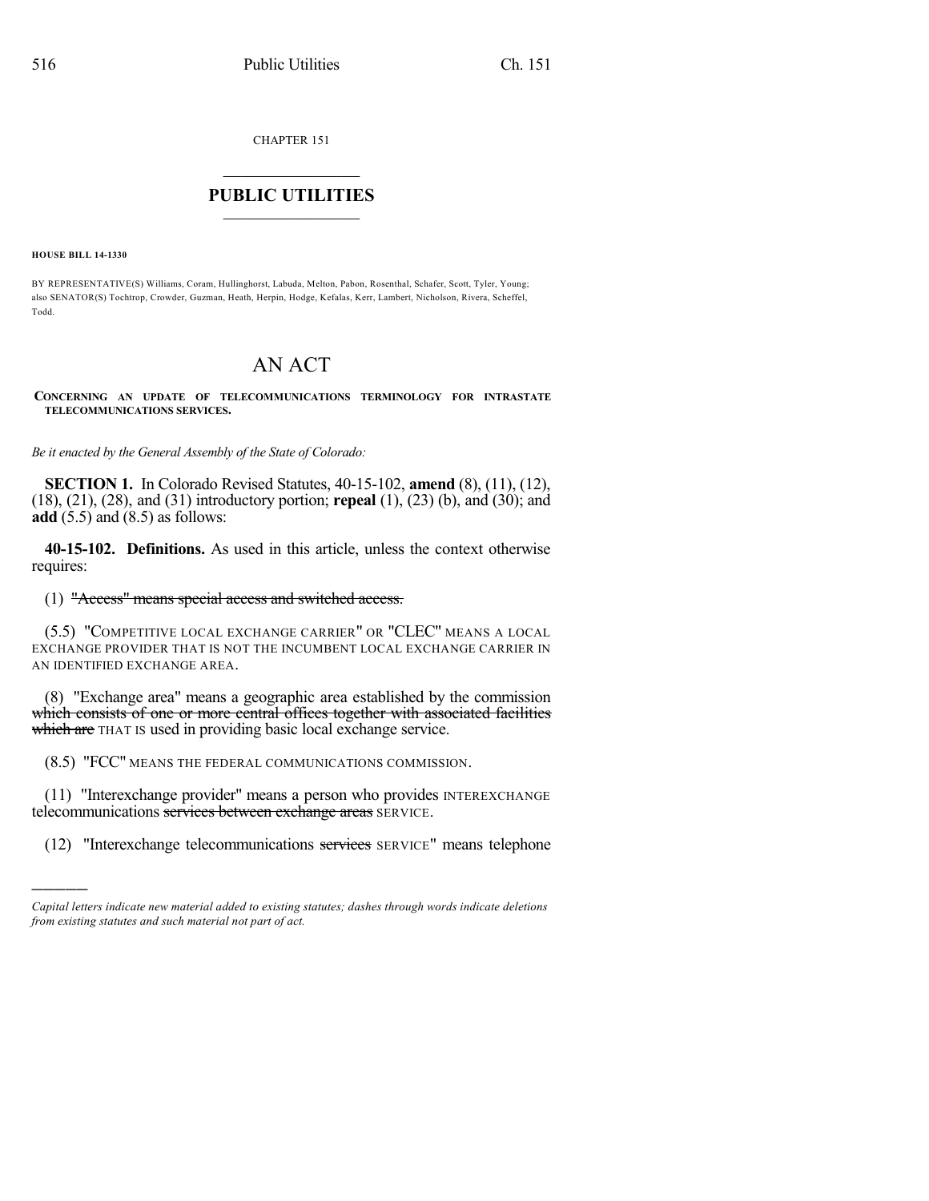CHAPTER 151

# PUBLIC UTILITIES

**HOUSE BILL 14-1330**

BY REPRESENTATIVE(S) Williams, Coram, Hullinghorst, Labuda, Melton, Pabon, Rosenthal, Schafer, Scott, Tyler, Young; also SENATOR(S) Tochtrop, Crowder, Guzman, Heath, Herpin, Hodge, Kefalas, Kerr, Lambert, Nicholson, Rivera, Scheffel, Todd.

# AN ACT

**CONCERNING AN UPDATE OF TELECOMMUNICATIONS TERMINOLOGY FOR INTRASTATE TELECOMMUNICATIONS SERVICES.**

*Be it enacted by the General Assembly of the State of Colorado:*

**SECTION 1.** In Colorado Revised Statutes, 40-15-102, **amend** (8), (11), (12), (18), (21), (28), and (31) introductory portion; **repeal** (1), (23) (b), and (30); and **add** (5.5) and (8.5) as follows:

**40-15-102. Definitions.** As used in this article, unless the context otherwise requires:

(1) ~~"Access" means special access and switched access.~~

(5.5) "COMPETITIVE LOCAL EXCHANGE CARRIER" OR "CLEC" MEANS A LOCAL EXCHANGE PROVIDER THAT IS NOT THE INCUMBENT LOCAL EXCHANGE CARRIER IN AN IDENTIFIED EXCHANGE AREA.

(8) "Exchange area" means a geographic area established by the commission ~~which consists of one or more central offices together with associated facilities which are~~ THAT IS used in providing basic local exchange service.

(8.5) "FCC" MEANS THE FEDERAL COMMUNICATIONS COMMISSION.

(11) "Interexchange provider" means a person who provides INTEREXCHANGE telecommunications ~~services between exchange areas~~ SERVICE.

(12) "Interexchange telecommunications ~~services~~ SERVICE" means telephone

*Capital letters indicate new material added to existing statutes; dashes through words indicate deletions from existing statutes and such material not part of act.*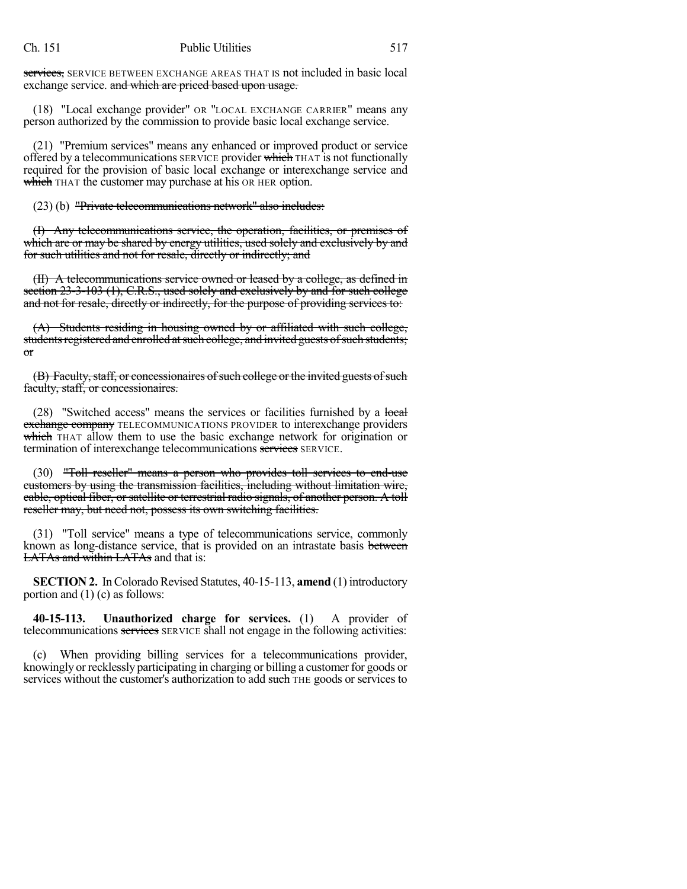services, SERVICE BETWEEN EXCHANGE AREAS THAT IS not included in basic local exchange service. and which are priced based upon usage.

(18) "Local exchange provider" OR "LOCAL EXCHANGE CARRIER" means any person authorized by the commission to provide basic local exchange service.

(21) "Premium services" means any enhanced or improved product or service offered by a telecommunications SERVICE provider which THAT is not functionally required for the provision of basic local exchange or interexchange service and which THAT the customer may purchase at his OR HER option.

(23) (b) "Private telecommunications network" also includes:

(I) Any telecommunications service, the operation, facilities, or premises of which are or may be shared by energy utilities, used solely and exclusively by and for such utilities and not for resale, directly or indirectly; and

(II) A telecommunications service owned or leased by a college, as defined in section 23-3-103 (1), C.R.S., used solely and exclusively by and for such college and not for resale, directly or indirectly, for the purpose of providing services to:

(A) Students residing in housing owned by or affiliated with such college, students registered and enrolled at such college, and invited guests of such students; or

(B) Faculty, staff, or concessionaires of such college or the invited guests of such faculty, staff, or concessionaires.

(28) "Switched access" means the services or facilities furnished by a local exchange company TELECOMMUNICATIONS PROVIDER to interexchange providers which THAT allow them to use the basic exchange network for origination or termination of interexchange telecommunications services SERVICE.

(30) "Toll reseller" means a person who provides toll services to end-use customers by using the transmission facilities, including without limitation wire, cable, optical fiber, or satellite or terrestrial radio signals, of another person. A toll reseller may, but need not, possess its own switching facilities.

(31) "Toll service" means a type of telecommunications service, commonly known as long-distance service, that is provided on an intrastate basis between LATAs and within LATAs and that is:

**SECTION 2.** In Colorado Revised Statutes, 40-15-113, **amend** (1) introductory portion and (1) (c) as follows:

**40-15-113. Unauthorized charge for services.** (1) A provider of telecommunications services SERVICE shall not engage in the following activities:

(c) When providing billing services for a telecommunications provider, knowingly or recklessly participating in charging or billing a customer for goods or services without the customer's authorization to add such THE goods or services to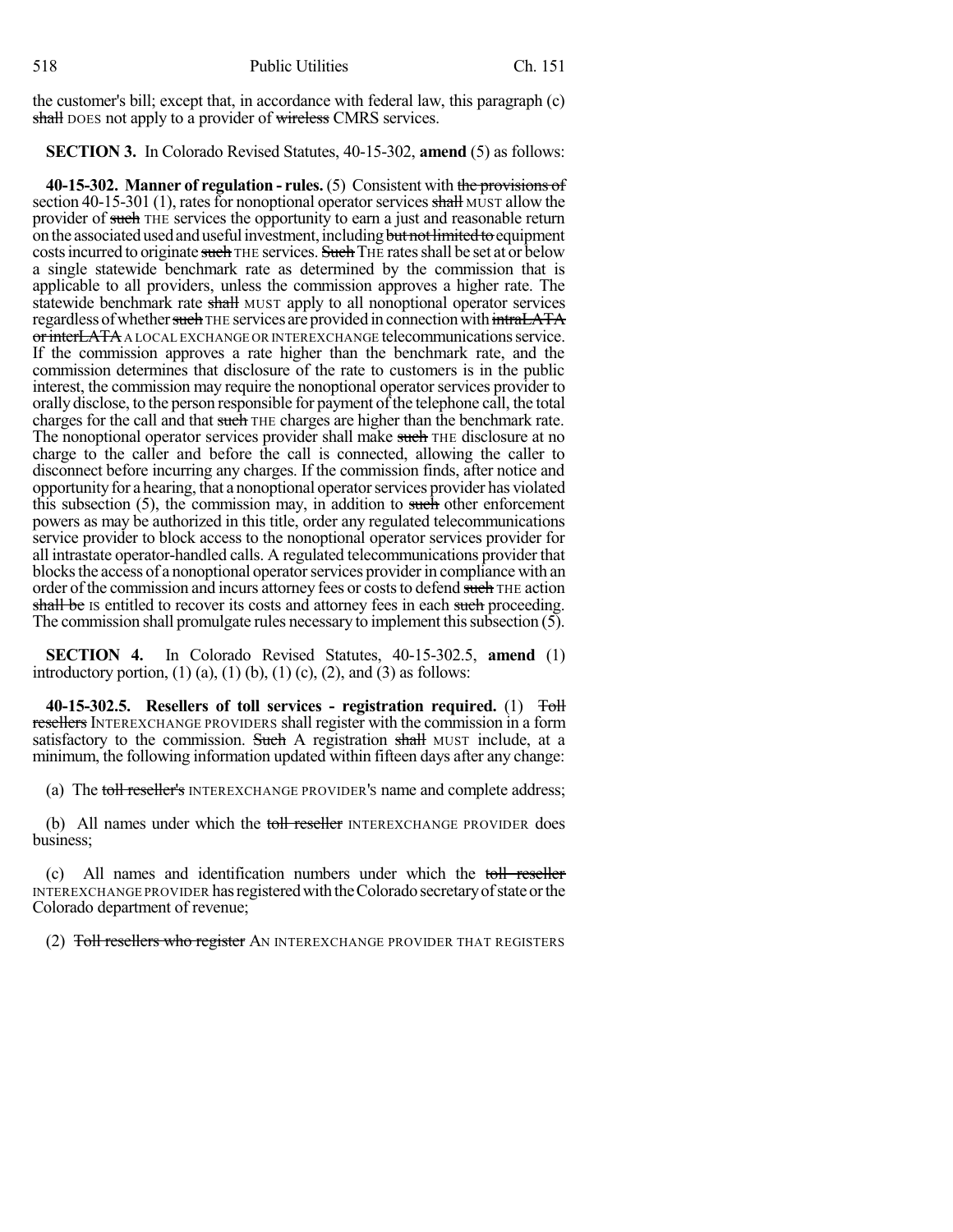the customer's bill; except that, in accordance with federal law, this paragraph (c) ~~shall~~ DOES not apply to a provider of ~~wireless~~ CMRS services.

**SECTION 3.** In Colorado Revised Statutes, 40-15-302, **amend** (5) as follows:

**40-15-302. Manner of regulation - rules.** (5) Consistent with ~~the provisions of~~ section 40-15-301 (1), rates for nonoptional operator services ~~shall~~ MUST allow the provider of ~~such~~ THE services the opportunity to earn a just and reasonable return on the associated used and useful investment, including ~~but not limited to~~ equipment costs incurred to originate ~~such~~ THE services. ~~Such~~ THE rates shall be set at or below a single statewide benchmark rate as determined by the commission that is applicable to all providers, unless the commission approves a higher rate. The statewide benchmark rate ~~shall~~ MUST apply to all nonoptional operator services regardless of whether ~~such~~ THE services are provided in connection with ~~intraLATA or interLATA~~ A LOCAL EXCHANGE OR INTEREXCHANGE telecommunications service. If the commission approves a rate higher than the benchmark rate, and the commission determines that disclosure of the rate to customers is in the public interest, the commission may require the nonoptional operator services provider to orally disclose, to the person responsible for payment of the telephone call, the total charges for the call and that ~~such~~ THE charges are higher than the benchmark rate. The nonoptional operator services provider shall make ~~such~~ THE disclosure at no charge to the caller and before the call is connected, allowing the caller to disconnect before incurring any charges. If the commission finds, after notice and opportunity for a hearing, that a nonoptional operator services provider has violated this subsection (5), the commission may, in addition to ~~such~~ other enforcement powers as may be authorized in this title, order any regulated telecommunications service provider to block access to the nonoptional operator services provider for all intrastate operator-handled calls. A regulated telecommunications provider that blocks the access of a nonoptional operator services provider in compliance with an order of the commission and incurs attorney fees or costs to defend ~~such~~ THE action ~~shall be~~ IS entitled to recover its costs and attorney fees in each ~~such~~ proceeding. The commission shall promulgate rules necessary to implement this subsection (5).

**SECTION 4.** In Colorado Revised Statutes, 40-15-302.5, **amend** (1) introductory portion, (1) (a), (1) (b), (1) (c), (2), and (3) as follows:

**40-15-302.5. Resellers of toll services - registration required.** (1) ~~Toll resellers~~ INTEREXCHANGE PROVIDERS shall register with the commission in a form satisfactory to the commission. ~~Such~~ A registration ~~shall~~ MUST include, at a minimum, the following information updated within fifteen days after any change:

(a) The ~~toll reseller's~~ INTEREXCHANGE PROVIDER'S name and complete address;

(b) All names under which the ~~toll reseller~~ INTEREXCHANGE PROVIDER does business;

(c) All names and identification numbers under which the ~~toll reseller~~ INTEREXCHANGE PROVIDER has registered with the Colorado secretary of state or the Colorado department of revenue;

(2) ~~Toll resellers who register~~ AN INTEREXCHANGE PROVIDER THAT REGISTERS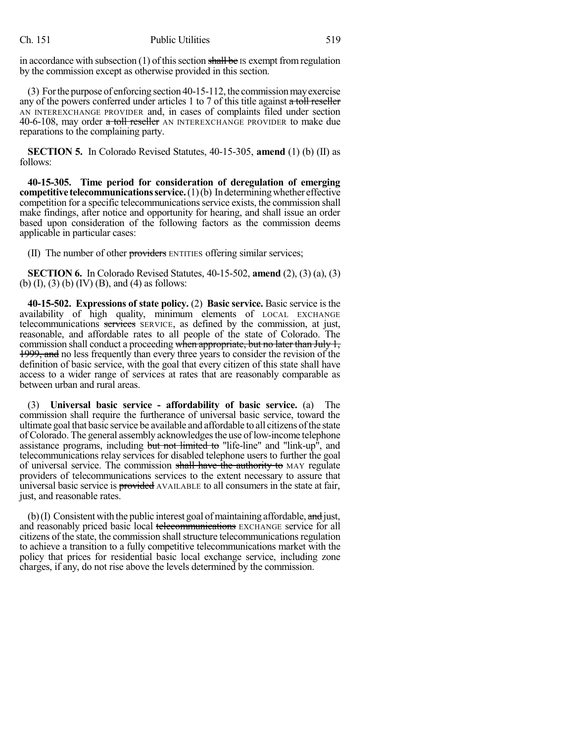in accordance with subsection (1) of this section ~~shall be~~ IS exempt from regulation by the commission except as otherwise provided in this section.

(3) For the purpose of enforcing section 40-15-112, the commission may exercise any of the powers conferred under articles 1 to 7 of this title against ~~a toll reseller~~ AN INTEREXCHANGE PROVIDER and, in cases of complaints filed under section 40-6-108, may order ~~a toll reseller~~ AN INTEREXCHANGE PROVIDER to make due reparations to the complaining party.

**SECTION 5.** In Colorado Revised Statutes, 40-15-305, **amend** (1) (b) (II) as follows:

**40-15-305. Time period for consideration of deregulation of emerging competitive telecommunications service.** (1) (b) In determining whether effective competition for a specific telecommunications service exists, the commission shall make findings, after notice and opportunity for hearing, and shall issue an order based upon consideration of the following factors as the commission deems applicable in particular cases:

(II) The number of other ~~providers~~ ENTITIES offering similar services;

**SECTION 6.** In Colorado Revised Statutes, 40-15-502, **amend** (2), (3) (a), (3) (b) (I), (3) (b) (IV) (B), and (4) as follows:

**40-15-502. Expressions of state policy.** (2) **Basic service.** Basic service is the availability of high quality, minimum elements of LOCAL EXCHANGE telecommunications ~~services~~ SERVICE, as defined by the commission, at just, reasonable, and affordable rates to all people of the state of Colorado. The commission shall conduct a proceeding ~~when appropriate, but no later than July 1, 1999, and~~ no less frequently than every three years to consider the revision of the definition of basic service, with the goal that every citizen of this state shall have access to a wider range of services at rates that are reasonably comparable as between urban and rural areas.

(3) **Universal basic service - affordability of basic service.** (a) The commission shall require the furtherance of universal basic service, toward the ultimate goal that basic service be available and affordable to all citizens of the state of Colorado. The general assembly acknowledges the use of low-income telephone assistance programs, including ~~but not limited to~~ "life-line" and "link-up", and telecommunications relay services for disabled telephone users to further the goal of universal service. The commission ~~shall have the authority to~~ MAY regulate providers of telecommunications services to the extent necessary to assure that universal basic service is ~~provided~~ AVAILABLE to all consumers in the state at fair, just, and reasonable rates.

(b) (I) Consistent with the public interest goal of maintaining affordable, ~~and~~ just, and reasonably priced basic local ~~telecommunications~~ EXCHANGE service for all citizens of the state, the commission shall structure telecommunications regulation to achieve a transition to a fully competitive telecommunications market with the policy that prices for residential basic local exchange service, including zone charges, if any, do not rise above the levels determined by the commission.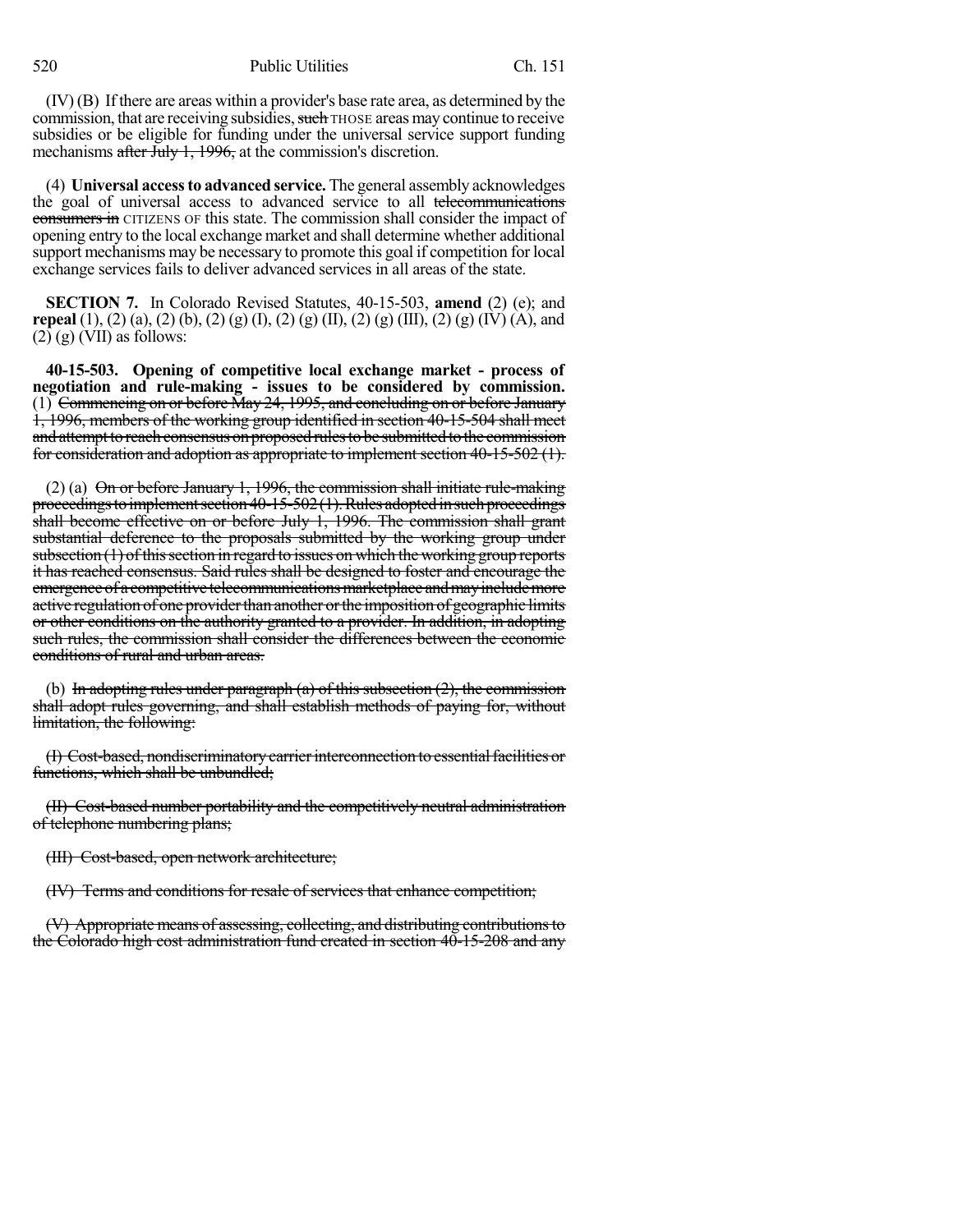(IV) (B) If there are areas within a provider's base rate area, as determined by the commission, that are receiving subsidies, ~~such~~ THOSE areas may continue to receive subsidies or be eligible for funding under the universal service support funding mechanisms ~~after July 1, 1996,~~ at the commission's discretion.

(4) **Universal access to advanced service.** The general assembly acknowledges the goal of universal access to advanced service to all ~~telecommunications consumers in~~ CITIZENS OF this state. The commission shall consider the impact of opening entry to the local exchange market and shall determine whether additional support mechanisms may be necessary to promote this goal if competition for local exchange services fails to deliver advanced services in all areas of the state.

**SECTION 7.** In Colorado Revised Statutes, 40-15-503, **amend** (2) (e); and **repeal** (1), (2) (a), (2) (b), (2) (g) (I), (2) (g) (II), (2) (g) (III), (2) (g) (IV) (A), and (2) (g) (VII) as follows:

**40-15-503. Opening of competitive local exchange market - process of negotiation and rule-making - issues to be considered by commission.** (1) ~~Commencing on or before May 24, 1995, and concluding on or before January 1, 1996, members of the working group identified in section 40-15-504 shall meet and attempt to reach consensus on proposed rules to be submitted to the commission for consideration and adoption as appropriate to implement section 40-15-502 (1).~~

(2) (a) ~~On or before January 1, 1996, the commission shall initiate rule-making proceedings to implement section 40-15-502 (1). Rules adopted in such proceedings shall become effective on or before July 1, 1996. The commission shall grant substantial deference to the proposals submitted by the working group under subsection (1) of this section in regard to issues on which the working group reports it has reached consensus. Said rules shall be designed to foster and encourage the emergence of a competitive telecommunications marketplace and may include more active regulation of one provider than another or the imposition of geographic limits or other conditions on the authority granted to a provider. In addition, in adopting such rules, the commission shall consider the differences between the economic conditions of rural and urban areas.~~

(b) ~~In adopting rules under paragraph (a) of this subsection (2), the commission shall adopt rules governing, and shall establish methods of paying for, without limitation, the following:~~

~~(I) Cost-based, nondiscriminatory carrier interconnection to essential facilities or functions, which shall be unbundled;~~

~~(II) Cost-based number portability and the competitively neutral administration of telephone numbering plans;~~

~~(III) Cost-based, open network architecture;~~

~~(IV) Terms and conditions for resale of services that enhance competition;~~

~~(V) Appropriate means of assessing, collecting, and distributing contributions to the Colorado high cost administration fund created in section 40-15-208 and any~~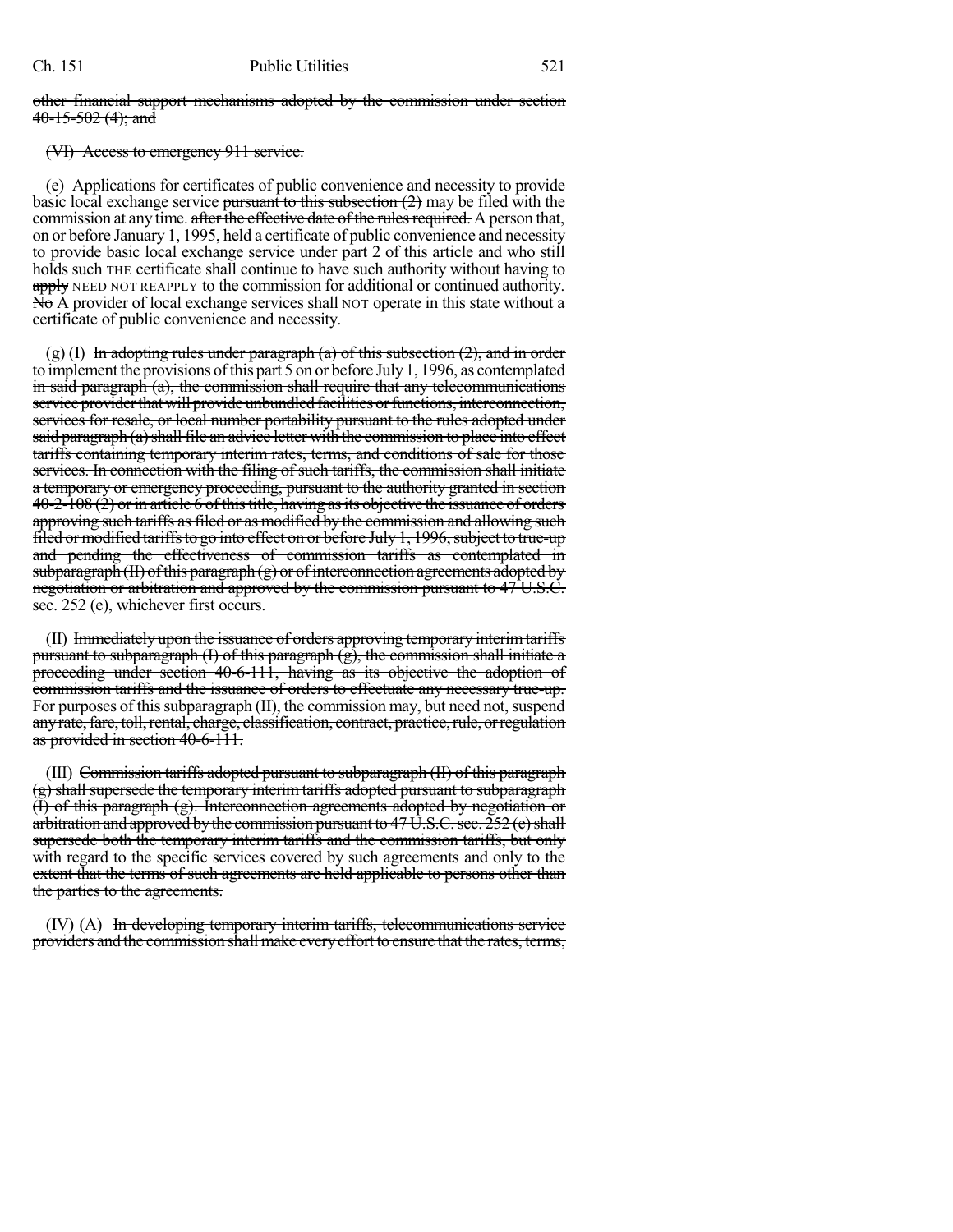other financial support mechanisms adopted by the commission under section 40-15-502 (4); and

(VI) Access to emergency 911 service.

(e) Applications for certificates of public convenience and necessity to provide basic local exchange service pursuant to this subsection (2) may be filed with the commission at any time. after the effective date of the rules required. A person that, on or before January 1, 1995, held a certificate of public convenience and necessity to provide basic local exchange service under part 2 of this article and who still holds such THE certificate shall continue to have such authority without having to apply NEED NOT REAPPLY to the commission for additional or continued authority. No A provider of local exchange services shall NOT operate in this state without a certificate of public convenience and necessity.

(g) (I) In adopting rules under paragraph (a) of this subsection (2), and in order to implement the provisions of this part 5 on or before July 1, 1996, as contemplated in said paragraph (a), the commission shall require that any telecommunications service provider that will provide unbundled facilities or functions, interconnection, services for resale, or local number portability pursuant to the rules adopted under said paragraph (a) shall file an advice letter with the commission to place into effect tariffs containing temporary interim rates, terms, and conditions of sale for those services. In connection with the filing of such tariffs, the commission shall initiate a temporary or emergency proceeding, pursuant to the authority granted in section 40-2-108 (2) or in article 6 of this title, having as its objective the issuance of orders approving such tariffs as filed or as modified by the commission and allowing such filed or modified tariffs to go into effect on or before July 1, 1996, subject to true-up and pending the effectiveness of commission tariffs as contemplated in subparagraph (II) of this paragraph (g) or of interconnection agreements adopted by negotiation or arbitration and approved by the commission pursuant to 47 U.S.C. sec. 252 (e), whichever first occurs.

(II) Immediately upon the issuance of orders approving temporary interim tariffs pursuant to subparagraph (I) of this paragraph (g), the commission shall initiate a proceeding under section 40-6-111, having as its objective the adoption of commission tariffs and the issuance of orders to effectuate any necessary true-up. For purposes of this subparagraph (II), the commission may, but need not, suspend any rate, fare, toll, rental, charge, classification, contract, practice, rule, or regulation as provided in section 40-6-111.

(III) Commission tariffs adopted pursuant to subparagraph (II) of this paragraph (g) shall supersede the temporary interim tariffs adopted pursuant to subparagraph (I) of this paragraph (g). Interconnection agreements adopted by negotiation or arbitration and approved by the commission pursuant to 47 U.S.C. sec. 252 (e) shall supersede both the temporary interim tariffs and the commission tariffs, but only with regard to the specific services covered by such agreements and only to the extent that the terms of such agreements are held applicable to persons other than the parties to the agreements.

(IV) (A) In developing temporary interim tariffs, telecommunications service providers and the commission shall make every effort to ensure that the rates, terms,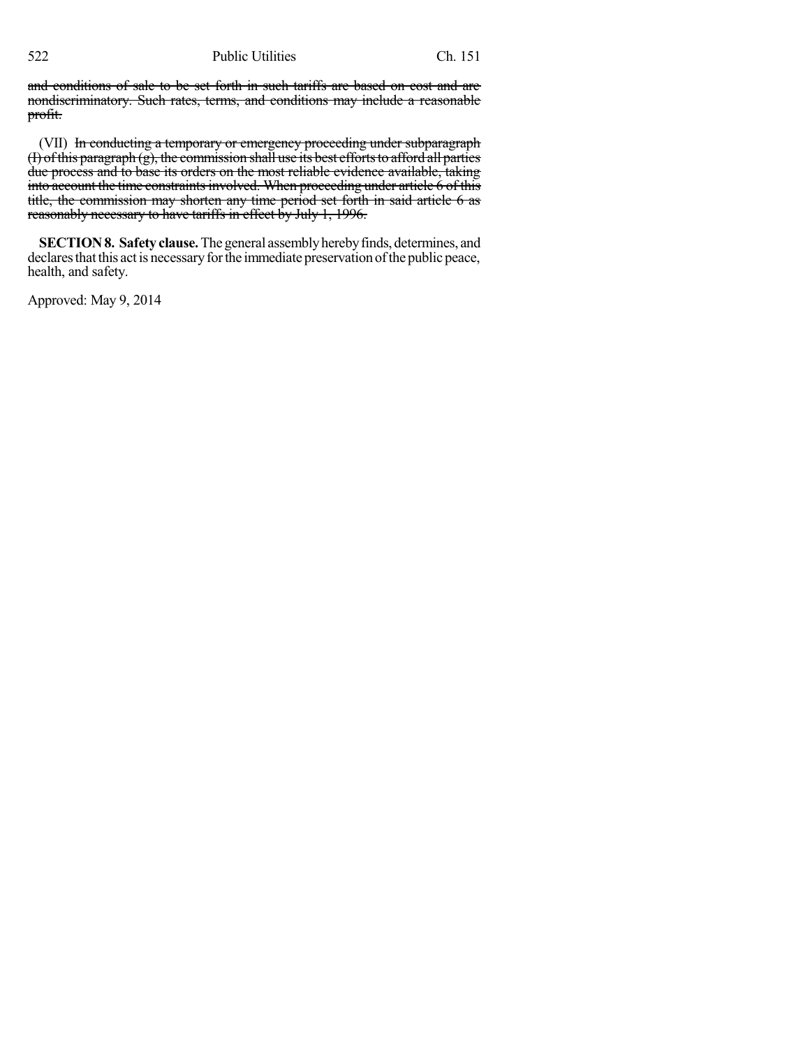~~and conditions of sale to be set forth in such tariffs are based on cost and are nondiscriminatory. Such rates, terms, and conditions may include a reasonable profit.~~

(VII) ~~In conducting a temporary or emergency proceeding under subparagraph (I) of this paragraph (g), the commission shall use its best efforts to afford all parties due process and to base its orders on the most reliable evidence available, taking into account the time constraints involved. When proceeding under article 6 of this title, the commission may shorten any time period set forth in said article 6 as reasonably necessary to have tariffs in effect by July 1, 1996.~~

**SECTION 8. Safety clause.** The general assembly hereby finds, determines, and declares that this act is necessary for the immediate preservation of the public peace, health, and safety.

Approved: May 9, 2014